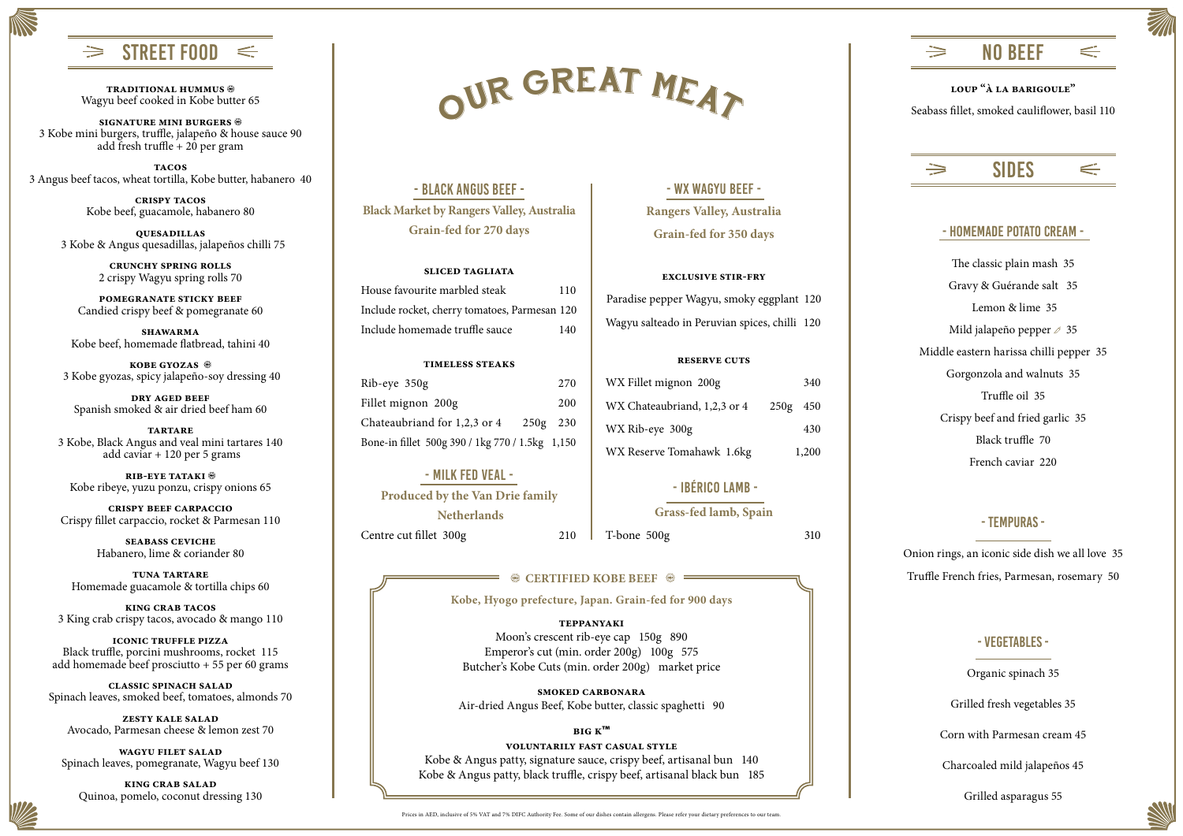# STREET FOOD

**TRADITIONAL HUMMUS** ❀
Wagyu beef cooked in Kobe butter 65

**SIGNATURE MINI BURGERS** ❀
3 Kobe mini burgers, truffle, jalapeño & house sauce 90
add fresh truffle + 20 per gram

**TACOS**
3 Angus beef tacos, wheat tortilla, Kobe butter, habanero 40

**CRISPY TACOS**
Kobe beef, guacamole, habanero 80

**QUESADILLAS**
3 Kobe & Angus quesadillas, jalapeños chilli 75

**CRUNCHY SPRING ROLLS**
2 crispy Wagyu spring rolls 70

**POMEGRANATE STICKY BEEF**
Candied crispy beef & pomegranate 60

**SHAWARMA**
Kobe beef, homemade flatbread, tahini 40

**KOBE GYOZAS** ❀
3 Kobe gyozas, spicy jalapeño-soy dressing 40

**DRY AGED BEEF**
Spanish smoked & air dried beef ham 60

**TARTARE**
3 Kobe, Black Angus and veal mini tartares 140
add caviar + 120 per 5 grams

**RIB-EYE TATAKI** ❀
Kobe ribeye, yuzu ponzu, crispy onions 65

**CRISPY BEEF CARPACCIO**
Crispy fillet carpaccio, rocket & Parmesan 110

**SEABASS CEVICHE**
Habanero, lime & coriander 80

**TUNA TARTARE**
Homemade guacamole & tortilla chips 60

**KING CRAB TACOS**
3 King crab crispy tacos, avocado & mango 110

**ICONIC TRUFFLE PIZZA**
Black truffle, porcini mushrooms, rocket 115
add homemade beef prosciutto + 55 per 60 grams

**CLASSIC SPINACH SALAD**
Spinach leaves, smoked beef, tomatoes, almonds 70

**ZESTY KALE SALAD**
Avocado, Parmesan cheese & lemon zest 70

**WAGYU FILET SALAD**
Spinach leaves, pomegranate, Wagyu beef 130

**KING CRAB SALAD**
Quinoa, pomelo, coconut dressing 130

# OUR GREAT MEAT

## - BLACK ANGUS BEEF -

**Black Market by Rangers Valley, Australia**
**Grain-fed for 270 days**

### SLICED TAGLIATA

| | |
|---|---|
| House favourite marbled steak | 110 |
| Include rocket, cherry tomatoes, Parmesan | 120 |
| Include homemade truffle sauce | 140 |

### TIMELESS STEAKS

| | | |
|---|---|---|
| Rib-eye 350g | | 270 |
| Fillet mignon 200g | | 200 |
| Chateaubriand for 1,2,3 or 4 | 250g | 230 |
| Bone-in fillet 500g 390 / 1kg 770 / 1.5kg | | 1,150 |

## - MILK FED VEAL -

**Produced by the Van Drie family**
**Netherlands**

| | |
|---|---|
| Centre cut fillet 300g | 210 |

## - WX WAGYU BEEF -

**Rangers Valley, Australia**
**Grain-fed for 350 days**

### EXCLUSIVE STIR-FRY

| | |
|---|---|
| Paradise pepper Wagyu, smoky eggplant | 120 |
| Wagyu salteado in Peruvian spices, chilli | 120 |

### RESERVE CUTS

| | | |
|---|---|---|
| WX Fillet mignon 200g | | 340 |
| WX Chateaubriand, 1,2,3 or 4 | 250g | 450 |
| WX Rib-eye 300g | | 430 |
| WX Reserve Tomahawk 1.6kg | | 1,200 |

## - IBÉRICO LAMB -

**Grass-fed lamb, Spain**

| | |
|---|---|
| T-bone 500g | 310 |

## ❀ CERTIFIED KOBE BEEF ❀

**Kobe, Hyogo prefecture, Japan. Grain-fed for 900 days**

**TEPPANYAKI**
Moon's crescent rib-eye cap 150g 890
Emperor's cut (min. order 200g) 100g 575
Butcher's Kobe Cuts (min. order 200g) market price

**SMOKED CARBONARA**
Air-dried Angus Beef, Kobe butter, classic spaghetti 90

**BIG K™**
**VOLUNTARILY FAST CASUAL STYLE**
Kobe & Angus patty, signature sauce, crispy beef, artisanal bun 140
Kobe & Angus patty, black truffle, crispy beef, artisanal black bun 185

# NO BEEF

**LOUP "À LA BARIGOULE"**
Seabass fillet, smoked cauliflower, basil 110

# SIDES

## - HOMEMADE POTATO CREAM -

The classic plain mash 35
Gravy & Guérande salt 35
Lemon & lime 35
Mild jalapeño pepper 35
Middle eastern harissa chilli pepper 35
Gorgonzola and walnuts 35
Truffle oil 35
Crispy beef and fried garlic 35
Black truffle 70
French caviar 220

## - TEMPURAS -

Onion rings, an iconic side dish we all love 35
Truffle French fries, Parmesan, rosemary 50

## - VEGETABLES -

Organic spinach 35
Grilled fresh vegetables 35
Corn with Parmesan cream 45
Charcoaled mild jalapeños 45
Grilled asparagus 55

Prices in AED, inclusive of 5% VAT and 7% DIFC Authority Fee. Some of our dishes contain allergens. Please refer your dietary preferences to our team.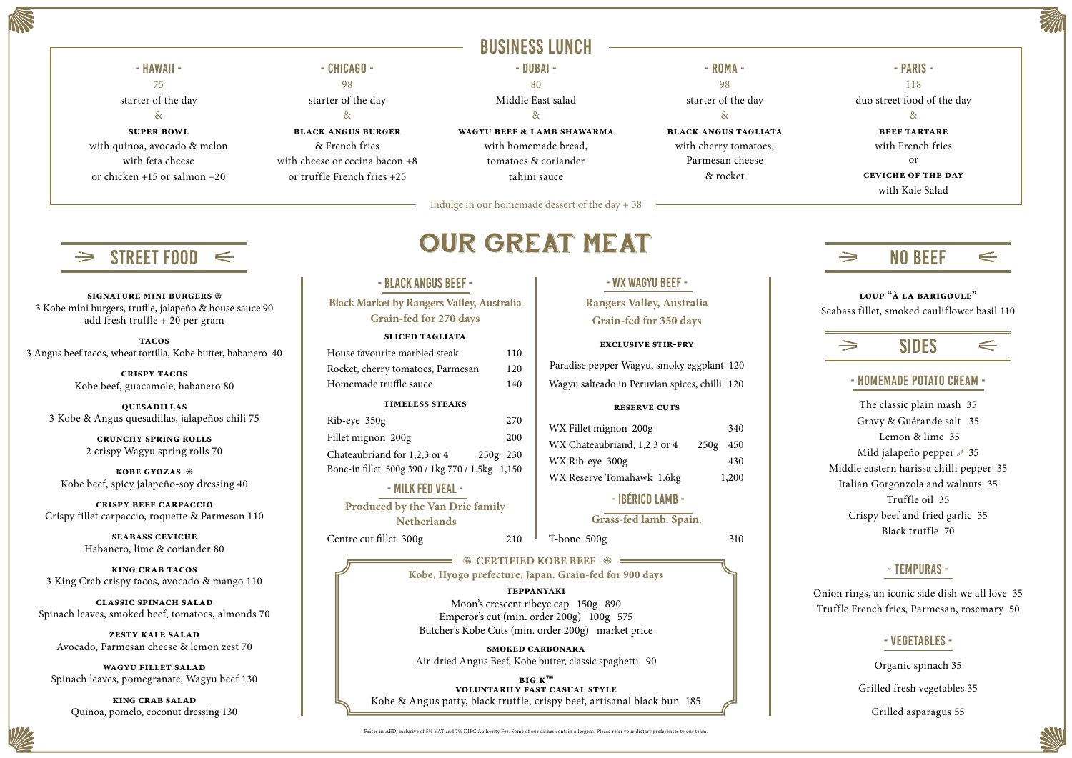# BUSINESS LUNCH

### - HAWAII -

75

starter of the day

&

**SUPER BOWL**

with quinoa, avocado & melon

with feta cheese

or chicken +15 or salmon +20

### - CHICAGO -

98

starter of the day

&

**BLACK ANGUS BURGER**

& French fries

with cheese or cecina bacon +8

or truffle French fries +25

### - DUBAI -

80

Middle East salad

&

**WAGYU BEEF & LAMB SHAWARMA**

with homemade bread,

tomatoes & coriander

tahini sauce

### - ROMA -

98

starter of the day

&

**BLACK ANGUS TAGLIATA**

with cherry tomatoes,

Parmesan cheese

& rocket

### - PARIS -

118

duo street food of the day

&

**BEEF TARTARE**

with French fries

or

**CEVICHE OF THE DAY**

with Kale Salad

Indulge in our homemade dessert of the day + 38

## STREET FOOD

**SIGNATURE MINI BURGERS** ㊎

3 Kobe mini burgers, truffle, jalapeño & house sauce 90

add fresh truffle + 20 per gram

**TACOS**

3 Angus beef tacos, wheat tortilla, Kobe butter, habanero 40

**CRISPY TACOS**

Kobe beef, guacamole, habanero 80

**QUESADILLAS**

3 Kobe & Angus quesadillas, jalapeños chili 75

**CRUNCHY SPRING ROLLS**

2 crispy Wagyu spring rolls 70

**KOBE GYOZAS** ㊎

Kobe beef, spicy jalapeño-soy dressing 40

**CRISPY BEEF CARPACCIO**

Crispy fillet carpaccio, roquette & Parmesan 110

**SEABASS CEVICHE**

Habanero, lime & coriander 80

**KING CRAB TACOS**

3 King Crab crispy tacos, avocado & mango 110

**CLASSIC SPINACH SALAD**

Spinach leaves, smoked beef, tomatoes, almonds 70

**ZESTY KALE SALAD**

Avocado, Parmesan cheese & lemon zest 70

**WAGYU FILLET SALAD**

Spinach leaves, pomegranate, Wagyu beef 130

**KING CRAB SALAD**

Quinoa, pomelo, coconut dressing 130

# OUR GREAT MEAT

### - BLACK ANGUS BEEF -

**Black Market by Rangers Valley, Australia**
**Grain-fed for 270 days**

**SLICED TAGLIATA**

| | |
|---|---|
| House favourite marbled steak | 110 |
| Rocket, cherry tomatoes, Parmesan | 120 |
| Homemade truffle sauce | 140 |

**TIMELESS STEAKS**

| | |
|---|---|
| Rib-eye 350g | 270 |
| Fillet mignon 200g | 200 |
| Chateaubriand for 1,2,3 or 4 250g | 230 |
| Bone-in fillet 500g 390 / 1kg 770 / 1.5kg | 1,150 |

### - MILK FED VEAL -

**Produced by the Van Drie family**
**Netherlands**

| | |
|---|---|
| Centre cut fillet 300g | 210 |

### - WX WAGYU BEEF -

**Rangers Valley, Australia**
**Grain-fed for 350 days**

**EXCLUSIVE STIR-FRY**

| | |
|---|---|
| Paradise pepper Wagyu, smoky eggplant | 120 |
| Wagyu salteado in Peruvian spices, chilli | 120 |

**RESERVE CUTS**

| | |
|---|---|
| WX Fillet mignon 200g | 340 |
| WX Chateaubriand, 1,2,3 or 4 250g | 450 |
| WX Rib-eye 300g | 430 |
| WX Reserve Tomahawk 1.6kg | 1,200 |

### - IBÉRICO LAMB -

**Grass-fed lamb. Spain.**

| | |
|---|---|
| T-bone 500g | 310 |

### ㊎ CERTIFIED KOBE BEEF ㊎

**Kobe, Hyogo prefecture, Japan. Grain-fed for 900 days**

**TEPPANYAKI**

Moon's crescent ribeye cap 150g 890

Emperor's cut (min. order 200g) 100g 575

Butcher's Kobe Cuts (min. order 200g) market price

**SMOKED CARBONARA**

Air-dried Angus Beef, Kobe butter, classic spaghetti 90

**BIG K™**
**VOLUNTARILY FAST CASUAL STYLE**

Kobe & Angus patty, black truffle, crispy beef, artisanal black bun 185

## NO BEEF

**LOUP "À LA BARIGOULE"**

Seabass fillet, smoked cauliflower basil 110

## SIDES

### - HOMEMADE POTATO CREAM -

The classic plain mash 35

Gravy & Guérande salt 35

Lemon & lime 35

Mild jalapeño pepper 🌶 35

Middle eastern harissa chilli pepper 35

Italian Gorgonzola and walnuts 35

Truffle oil 35

Crispy beef and fried garlic 35

Black truffle 70

### - TEMPURAS -

Onion rings, an iconic side dish we all love 35

Truffle French fries, Parmesan, rosemary 50

### - VEGETABLES -

Organic spinach 35

Grilled fresh vegetables 35

Grilled asparagus 55

Prices in AED, inclusive of 5% VAT and 7% DIFC Authority Fee. Some of our dishes contain allergens. Please refer your dietary preferences to our team.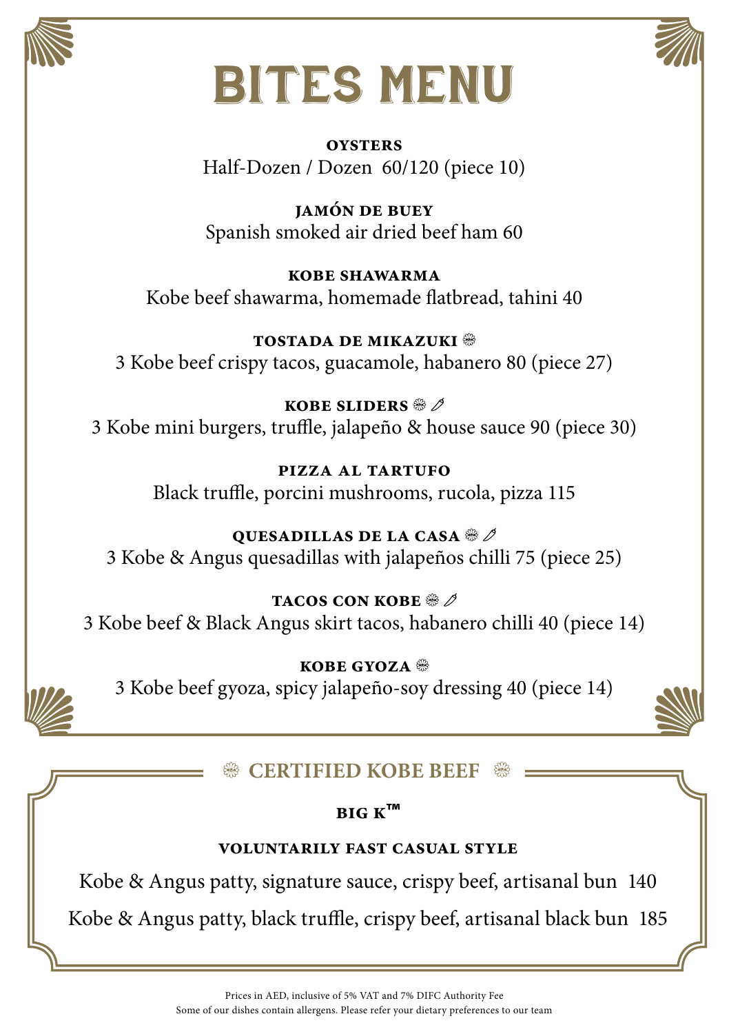# BITES MENU

**OYSTERS**
Half-Dozen / Dozen 60/120 (piece 10)

**JAMÓN DE BUEY**
Spanish smoked air dried beef ham 60

**KOBE SHAWARMA**
Kobe beef shawarma, homemade flatbread, tahini 40

**TOSTADA DE MIKAZUKI**
3 Kobe beef crispy tacos, guacamole, habanero 80 (piece 27)

**KOBE SLIDERS**
3 Kobe mini burgers, truffle, jalapeño & house sauce 90 (piece 30)

**PIZZA AL TARTUFO**
Black truffle, porcini mushrooms, rucola, pizza 115

**QUESADILLAS DE LA CASA**
3 Kobe & Angus quesadillas with jalapeños chilli 75 (piece 25)

**TACOS CON KOBE**
3 Kobe beef & Black Angus skirt tacos, habanero chilli 40 (piece 14)

**KOBE GYOZA**
3 Kobe beef gyoza, spicy jalapeño-soy dressing 40 (piece 14)

## CERTIFIED KOBE BEEF

**BIG K™**

**VOLUNTARILY FAST CASUAL STYLE**

Kobe & Angus patty, signature sauce, crispy beef, artisanal bun 140

Kobe & Angus patty, black truffle, crispy beef, artisanal black bun 185

Prices in AED, inclusive of 5% VAT and 7% DIFC Authority Fee
Some of our dishes contain allergens. Please refer your dietary preferences to our team